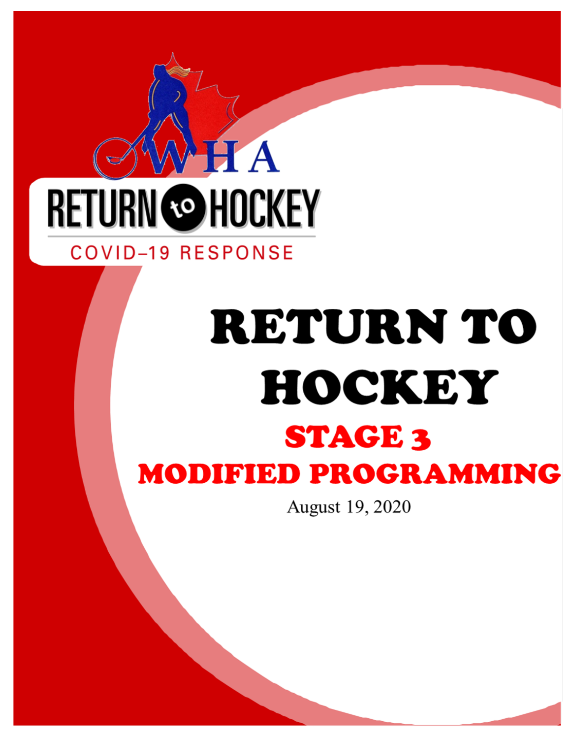OWHA

RETURN to HOCKEY

COVID–19 RESPONSE

# RETURN TO HOCKEY

## STAGE 3

## MODIFIED PROGRAMMING

August 19, 2020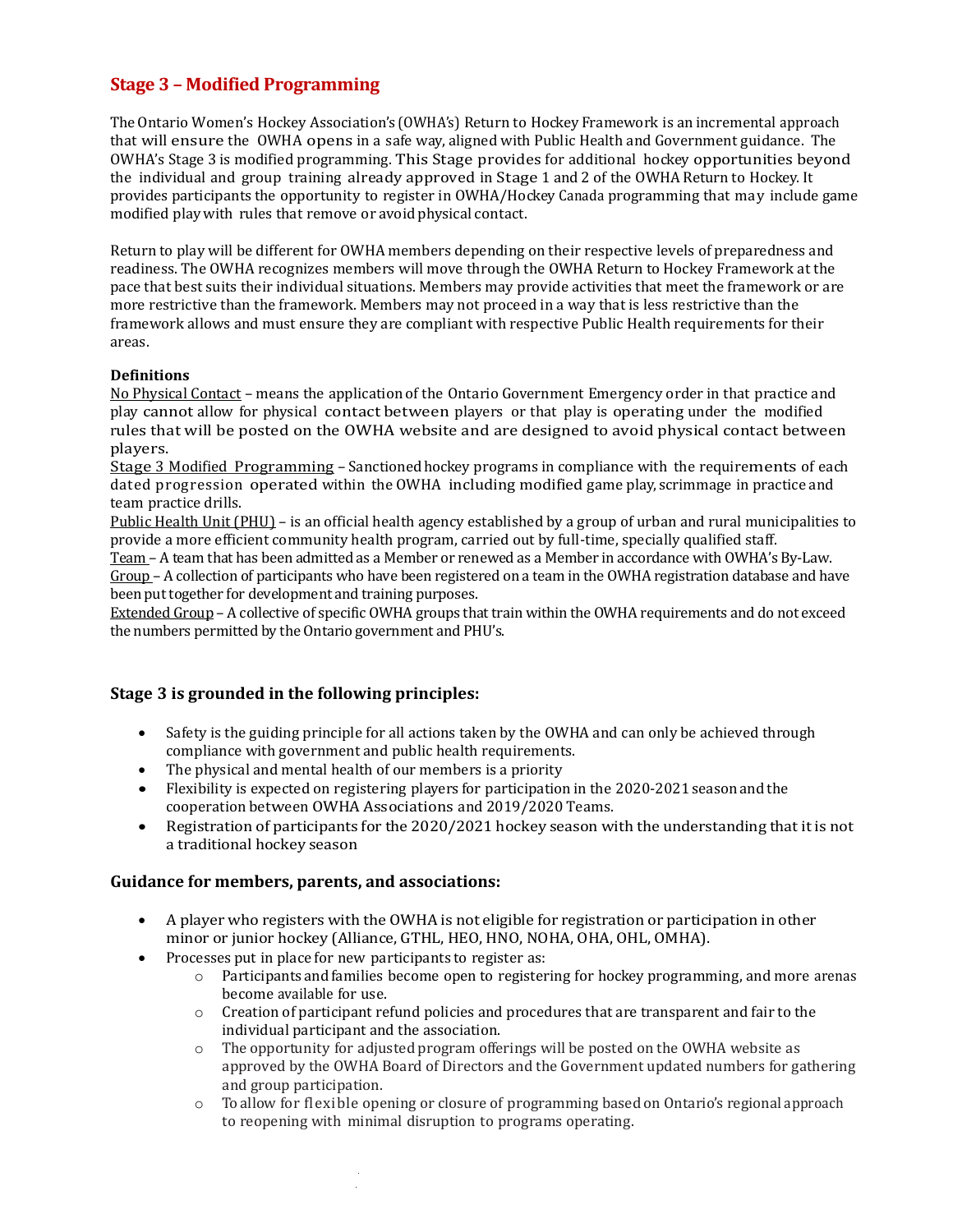## Stage 3 – Modified Programming

The Ontario Women's Hockey Association's (OWHA's) Return to Hockey Framework is an incremental approach that will ensure the OWHA opens in a safe way, aligned with Public Health and Government guidance. The OWHA's Stage 3 is modified programming. This Stage provides for additional hockey opportunities beyond the individual and group training already approved in Stage 1 and 2 of the OWHA Return to Hockey. It provides participants the opportunity to register in OWHA/Hockey Canada programming that may include game modified play with rules that remove or avoid physical contact.

Return to play will be different for OWHA members depending on their respective levels of preparedness and readiness. The OWHA recognizes members will move through the OWHA Return to Hockey Framework at the pace that best suits their individual situations. Members may provide activities that meet the framework or are more restrictive than the framework. Members may not proceed in a way that is less restrictive than the framework allows and must ensure they are compliant with respective Public Health requirements for their areas.

**Definitions**

<u>No Physical Contact</u> – means the application of the Ontario Government Emergency order in that practice and play cannot allow for physical contact between players or that play is operating under the modified rules that will be posted on the OWHA website and are designed to avoid physical contact between players.

<u>Stage 3 Modified Programming</u> – Sanctioned hockey programs in compliance with the requirements of each dated progression operated within the OWHA including modified game play, scrimmage in practice and team practice drills.

<u>Public Health Unit (PHU)</u> – is an official health agency established by a group of urban and rural municipalities to provide a more efficient community health program, carried out by full-time, specially qualified staff.

<u>Team</u> – A team that has been admitted as a Member or renewed as a Member in accordance with OWHA's By-Law.

<u>Group</u> – A collection of participants who have been registered on a team in the OWHA registration database and have been put together for development and training purposes.

<u>Extended Group</u> – A collective of specific OWHA groups that train within the OWHA requirements and do not exceed the numbers permitted by the Ontario government and PHU's.

### Stage 3 is grounded in the following principles:

- Safety is the guiding principle for all actions taken by the OWHA and can only be achieved through compliance with government and public health requirements.
- The physical and mental health of our members is a priority
- Flexibility is expected on registering players for participation in the 2020-2021 season and the cooperation between OWHA Associations and 2019/2020 Teams.
- Registration of participants for the 2020/2021 hockey season with the understanding that it is not a traditional hockey season

### Guidance for members, parents, and associations:

- A player who registers with the OWHA is not eligible for registration or participation in other minor or junior hockey (Alliance, GTHL, HEO, HNO, NOHA, OHA, OHL, OMHA).
- Processes put in place for new participants to register as:
  - Participants and families become open to registering for hockey programming, and more arenas become available for use.
  - Creation of participant refund policies and procedures that are transparent and fair to the individual participant and the association.
  - The opportunity for adjusted program offerings will be posted on the OWHA website as approved by the OWHA Board of Directors and the Government updated numbers for gathering and group participation.
  - To allow for flexible opening or closure of programming based on Ontario's regional approach to reopening with minimal disruption to programs operating.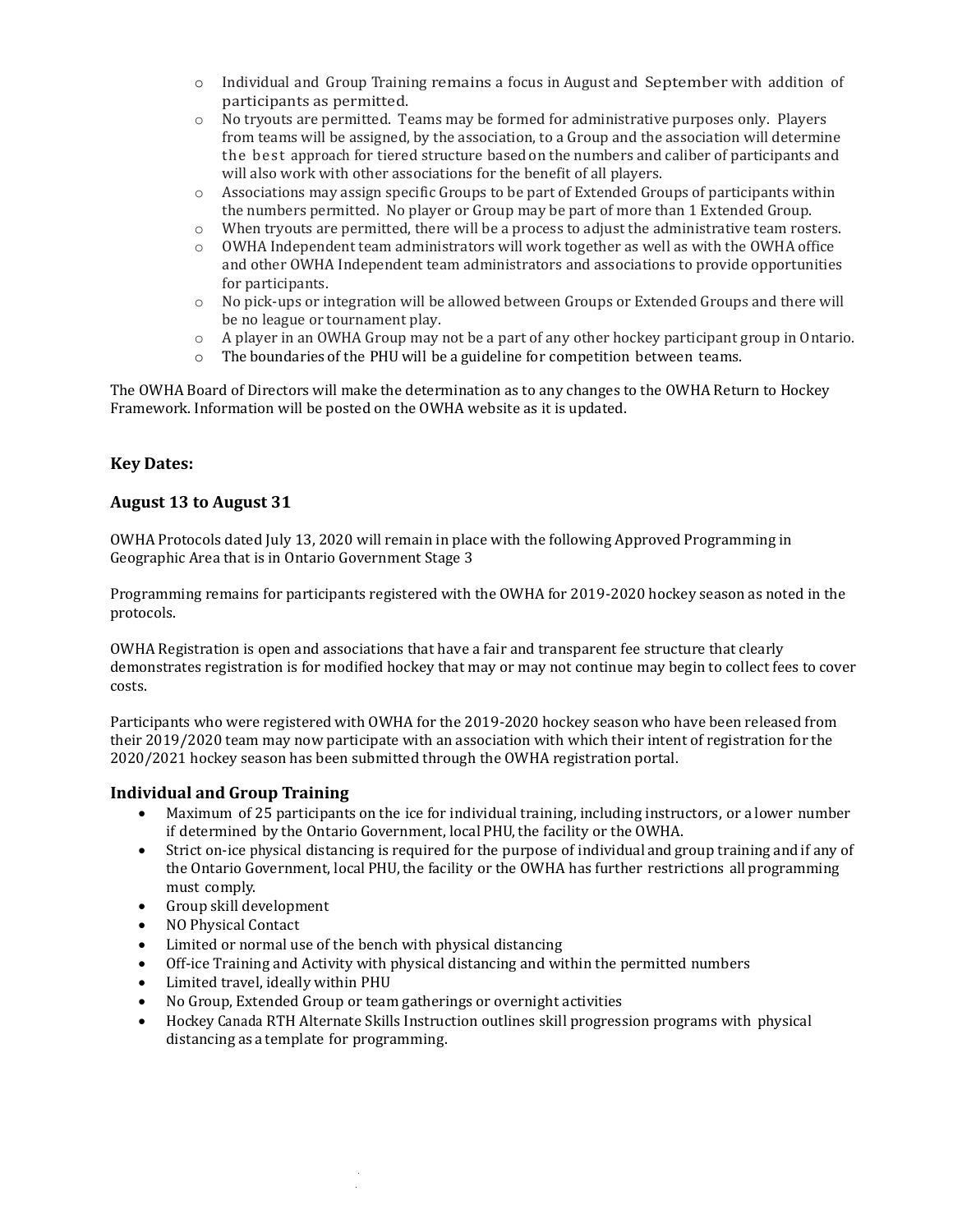- Individual and Group Training remains a focus in August and September with addition of participants as permitted.
- No tryouts are permitted. Teams may be formed for administrative purposes only. Players from teams will be assigned, by the association, to a Group and the association will determine the best approach for tiered structure based on the numbers and caliber of participants and will also work with other associations for the benefit of all players.
- Associations may assign specific Groups to be part of Extended Groups of participants within the numbers permitted. No player or Group may be part of more than 1 Extended Group.
- When tryouts are permitted, there will be a process to adjust the administrative team rosters.
- OWHA Independent team administrators will work together as well as with the OWHA office and other OWHA Independent team administrators and associations to provide opportunities for participants.
- No pick-ups or integration will be allowed between Groups or Extended Groups and there will be no league or tournament play.
- A player in an OWHA Group may not be a part of any other hockey participant group in Ontario.
- The boundaries of the PHU will be a guideline for competition between teams.

The OWHA Board of Directors will make the determination as to any changes to the OWHA Return to Hockey Framework. Information will be posted on the OWHA website as it is updated.

### Key Dates:

### August 13 to August 31

OWHA Protocols dated July 13, 2020 will remain in place with the following Approved Programming in Geographic Area that is in Ontario Government Stage 3

Programming remains for participants registered with the OWHA for 2019-2020 hockey season as noted in the protocols.

OWHA Registration is open and associations that have a fair and transparent fee structure that clearly demonstrates registration is for modified hockey that may or may not continue may begin to collect fees to cover costs.

Participants who were registered with OWHA for the 2019-2020 hockey season who have been released from their 2019/2020 team may now participate with an association with which their intent of registration for the 2020/2021 hockey season has been submitted through the OWHA registration portal.

### Individual and Group Training

- Maximum of 25 participants on the ice for individual training, including instructors, or a lower number if determined by the Ontario Government, local PHU, the facility or the OWHA.
- Strict on-ice physical distancing is required for the purpose of individual and group training and if any of the Ontario Government, local PHU, the facility or the OWHA has further restrictions all programming must comply.
- Group skill development
- NO Physical Contact
- Limited or normal use of the bench with physical distancing
- Off-ice Training and Activity with physical distancing and within the permitted numbers
- Limited travel, ideally within PHU
- No Group, Extended Group or team gatherings or overnight activities
- Hockey Canada RTH Alternate Skills Instruction outlines skill progression programs with physical distancing as a template for programming.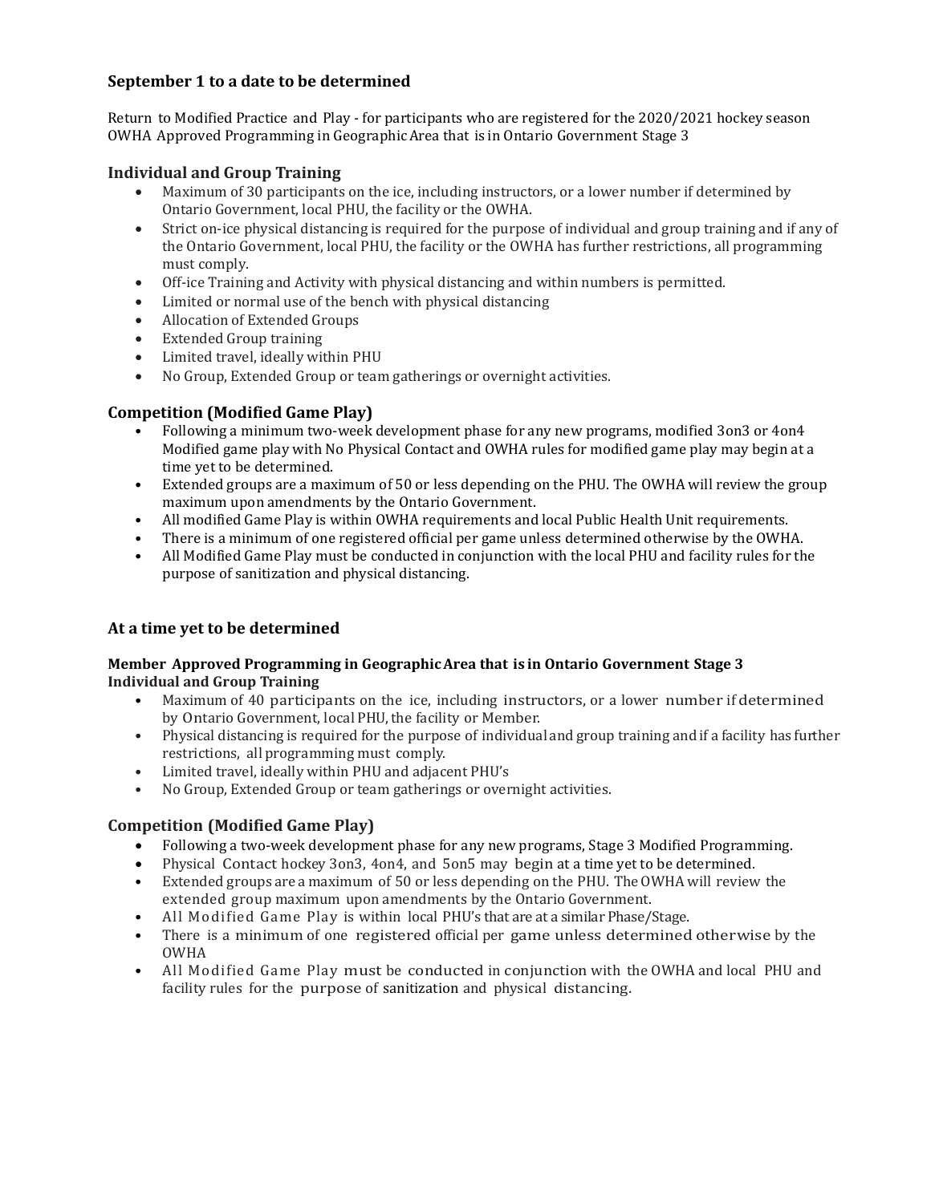## September 1 to a date to be determined

Return to Modified Practice and Play - for participants who are registered for the 2020/2021 hockey season OWHA Approved Programming in Geographic Area that is in Ontario Government Stage 3

### Individual and Group Training

- Maximum of 30 participants on the ice, including instructors, or a lower number if determined by Ontario Government, local PHU, the facility or the OWHA.
- Strict on-ice physical distancing is required for the purpose of individual and group training and if any of the Ontario Government, local PHU, the facility or the OWHA has further restrictions, all programming must comply.
- Off-ice Training and Activity with physical distancing and within numbers is permitted.
- Limited or normal use of the bench with physical distancing
- Allocation of Extended Groups
- Extended Group training
- Limited travel, ideally within PHU
- No Group, Extended Group or team gatherings or overnight activities.

### Competition (Modified Game Play)

- Following a minimum two-week development phase for any new programs, modified 3on3 or 4on4 Modified game play with No Physical Contact and OWHA rules for modified game play may begin at a time yet to be determined.
- Extended groups are a maximum of 50 or less depending on the PHU. The OWHA will review the group maximum upon amendments by the Ontario Government.
- All modified Game Play is within OWHA requirements and local Public Health Unit requirements.
- There is a minimum of one registered official per game unless determined otherwise by the OWHA.
- All Modified Game Play must be conducted in conjunction with the local PHU and facility rules for the purpose of sanitization and physical distancing.

## At a time yet to be determined

**Member Approved Programming in Geographic Area that is in Ontario Government Stage 3**
**Individual and Group Training**

- Maximum of 40 participants on the ice, including instructors, or a lower number if determined by Ontario Government, local PHU, the facility or Member.
- Physical distancing is required for the purpose of individual and group training and if a facility has further restrictions, all programming must comply.
- Limited travel, ideally within PHU and adjacent PHU's
- No Group, Extended Group or team gatherings or overnight activities.

### Competition (Modified Game Play)

- Following a two-week development phase for any new programs, Stage 3 Modified Programming.
- Physical Contact hockey 3on3, 4on4, and 5on5 may begin at a time yet to be determined.
- Extended groups are a maximum of 50 or less depending on the PHU. The OWHA will review the extended group maximum upon amendments by the Ontario Government.
- All Modified Game Play is within local PHU's that are at a similar Phase/Stage.
- There is a minimum of one registered official per game unless determined otherwise by the OWHA
- All Modified Game Play must be conducted in conjunction with the OWHA and local PHU and facility rules for the purpose of sanitization and physical distancing.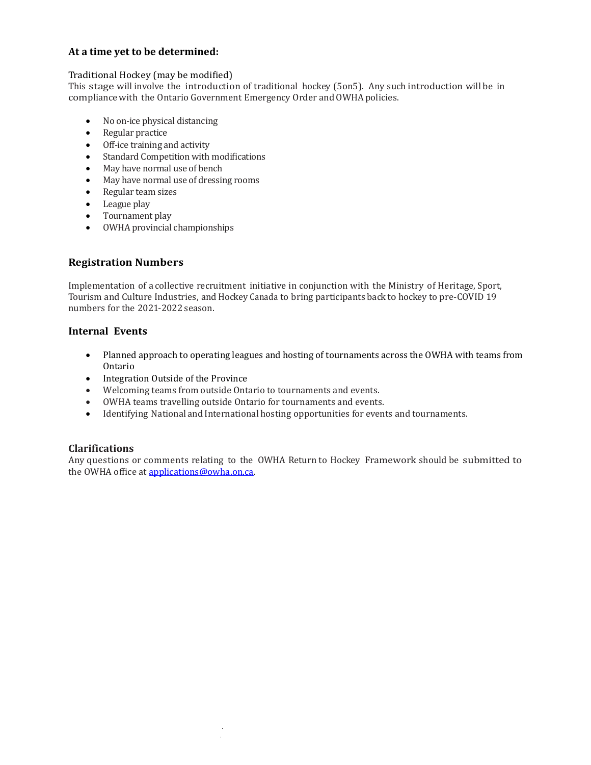### At a time yet to be determined:

Traditional Hockey (may be modified)
This stage will involve the introduction of traditional hockey (5on5). Any such introduction will be in compliance with the Ontario Government Emergency Order and OWHA policies.

- No on-ice physical distancing
- Regular practice
- Off-ice training and activity
- Standard Competition with modifications
- May have normal use of bench
- May have normal use of dressing rooms
- Regular team sizes
- League play
- Tournament play
- OWHA provincial championships

### Registration Numbers

Implementation of a collective recruitment initiative in conjunction with the Ministry of Heritage, Sport, Tourism and Culture Industries, and Hockey Canada to bring participants back to hockey to pre-COVID 19 numbers for the 2021-2022 season.

### Internal Events

- Planned approach to operating leagues and hosting of tournaments across the OWHA with teams from Ontario
- Integration Outside of the Province
- Welcoming teams from outside Ontario to tournaments and events.
- OWHA teams travelling outside Ontario for tournaments and events.
- Identifying National and International hosting opportunities for events and tournaments.

### Clarifications

Any questions or comments relating to the OWHA Return to Hockey Framework should be submitted to the OWHA office at applications@owha.on.ca.